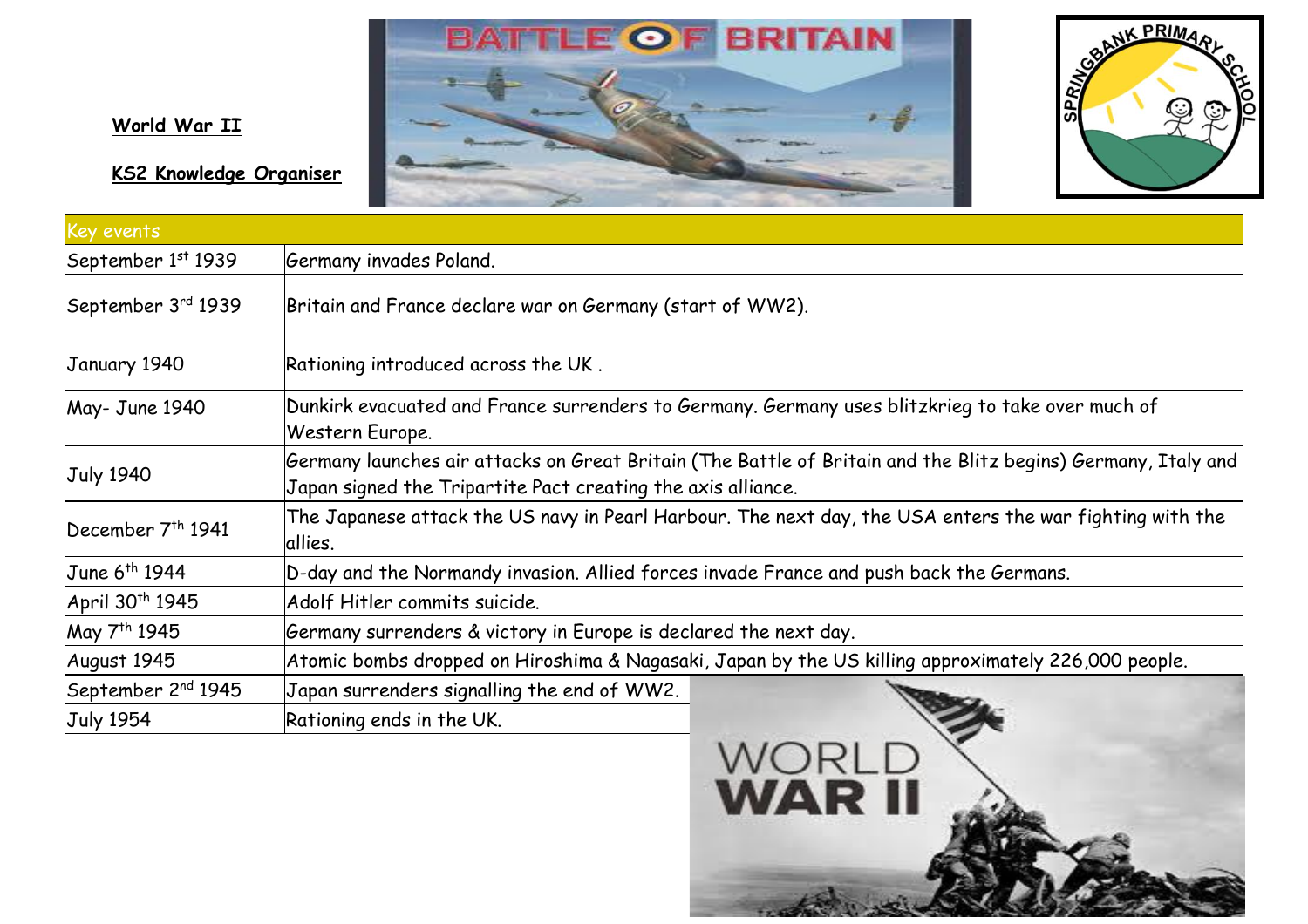**World War II**

**KS2 Knowledge Organiser**

| Key events | |
|---|---|
| September 1st 1939 | Germany invades Poland. |
| September 3rd 1939 | Britain and France declare war on Germany (start of WW2). |
| January 1940 | Rationing introduced across the UK . |
| May- June 1940 | Dunkirk evacuated and France surrenders to Germany. Germany uses blitzkrieg to take over much of Western Europe. |
| July 1940 | Germany launches air attacks on Great Britain (The Battle of Britain and the Blitz begins) Germany, Italy and Japan signed the Tripartite Pact creating the axis alliance. |
| December 7th 1941 | The Japanese attack the US navy in Pearl Harbour. The next day, the USA enters the war fighting with the allies. |
| June 6th 1944 | D-day and the Normandy invasion. Allied forces invade France and push back the Germans. |
| April 30th 1945 | Adolf Hitler commits suicide. |
| May 7th 1945 | Germany surrenders & victory in Europe is declared the next day. |
| August 1945 | Atomic bombs dropped on Hiroshima & Nagasaki, Japan by the US killing approximately 226,000 people. |
| September 2nd 1945 | Japan surrenders signalling the end of WW2. |
| July 1954 | Rationing ends in the UK. |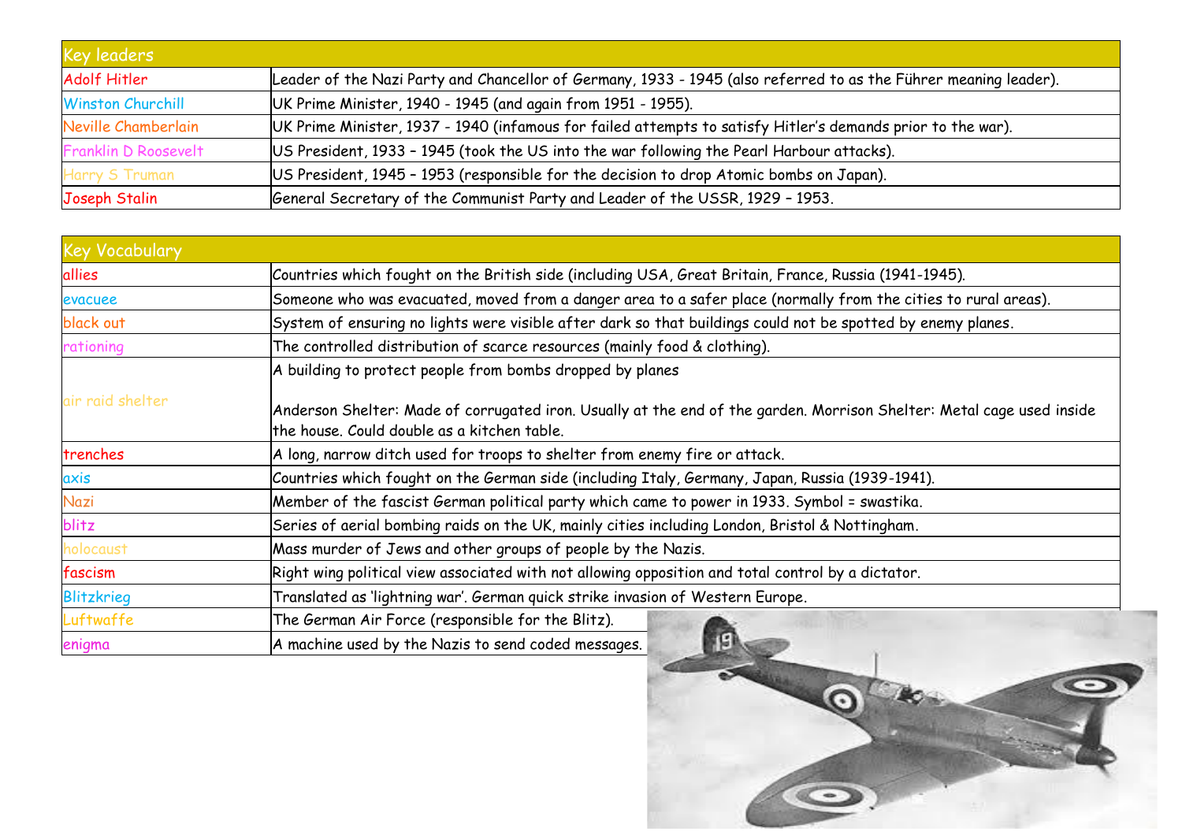| Key leaders | |
|---|---|
| Adolf Hitler | Leader of the Nazi Party and Chancellor of Germany, 1933 - 1945 (also referred to as the Führer meaning leader). |
| Winston Churchill | UK Prime Minister, 1940 - 1945 (and again from 1951 - 1955). |
| Neville Chamberlain | UK Prime Minister, 1937 - 1940 (infamous for failed attempts to satisfy Hitler's demands prior to the war). |
| Franklin D Roosevelt | US President, 1933 – 1945 (took the US into the war following the Pearl Harbour attacks). |
| Harry S Truman | US President, 1945 – 1953 (responsible for the decision to drop Atomic bombs on Japan). |
| Joseph Stalin | General Secretary of the Communist Party and Leader of the USSR, 1929 – 1953. |

| Key Vocabulary | |
|---|---|
| allies | Countries which fought on the British side (including USA, Great Britain, France, Russia (1941-1945). |
| evacuee | Someone who was evacuated, moved from a danger area to a safer place (normally from the cities to rural areas). |
| black out | System of ensuring no lights were visible after dark so that buildings could not be spotted by enemy planes. |
| rationing | The controlled distribution of scarce resources (mainly food & clothing). |
| air raid shelter | A building to protect people from bombs dropped by planes<br><br>Anderson Shelter: Made of corrugated iron. Usually at the end of the garden. Morrison Shelter: Metal cage used inside the house. Could double as a kitchen table. |
| trenches | A long, narrow ditch used for troops to shelter from enemy fire or attack. |
| axis | Countries which fought on the German side (including Italy, Germany, Japan, Russia (1939-1941). |
| Nazi | Member of the fascist German political party which came to power in 1933. Symbol = swastika. |
| blitz | Series of aerial bombing raids on the UK, mainly cities including London, Bristol & Nottingham. |
| holocaust | Mass murder of Jews and other groups of people by the Nazis. |
| fascism | Right wing political view associated with not allowing opposition and total control by a dictator. |
| Blitzkrieg | Translated as 'lightning war'. German quick strike invasion of Western Europe. |
| Luftwaffe | The German Air Force (responsible for the Blitz). |
| enigma | A machine used by the Nazis to send coded messages. |